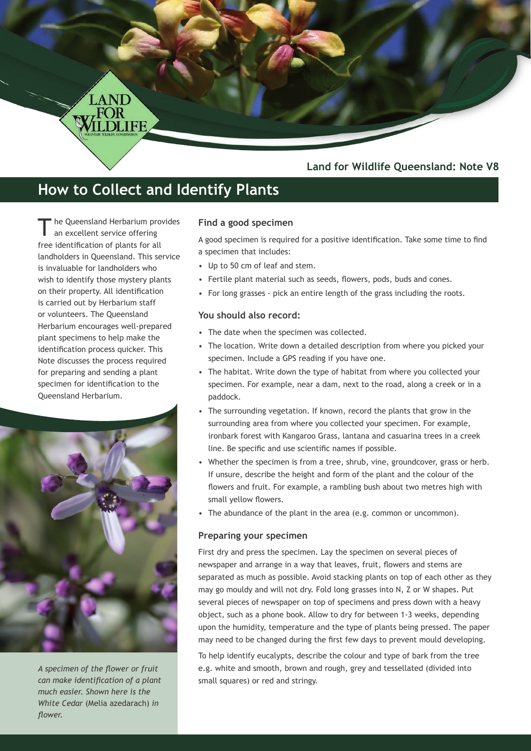Land for Wildlife Queensland: Note V8

# How to Collect and Identify Plants

The Queensland Herbarium provides an excellent service offering free identification of plants for all landholders in Queensland. This service is invaluable for landholders who wish to identify those mystery plants on their property. All identification is carried out by Herbarium staff or volunteers. The Queensland Herbarium encourages well-prepared plant specimens to help make the identification process quicker. This Note discusses the process required for preparing and sending a plant specimen for identification to the Queensland Herbarium.

*A specimen of the flower or fruit can make identification of a plant much easier. Shown here is the White Cedar* (Melia azedarach) *in flower.*

### Find a good specimen

A good specimen is required for a positive identification. Take some time to find a specimen that includes:

- Up to 50 cm of leaf and stem.
- Fertile plant material such as seeds, flowers, pods, buds and cones.
- For long grasses - pick an entire length of the grass including the roots.

### You should also record:

- The date when the specimen was collected.
- The location. Write down a detailed description from where you picked your specimen. Include a GPS reading if you have one.
- The habitat. Write down the type of habitat from where you collected your specimen. For example, near a dam, next to the road, along a creek or in a paddock.
- The surrounding vegetation. If known, record the plants that grow in the surrounding area from where you collected your specimen. For example, ironbark forest with Kangaroo Grass, lantana and casuarina trees in a creek line. Be specific and use scientific names if possible.
- Whether the specimen is from a tree, shrub, vine, groundcover, grass or herb. If unsure, describe the height and form of the plant and the colour of the flowers and fruit. For example, a rambling bush about two metres high with small yellow flowers.
- The abundance of the plant in the area (e.g. common or uncommon).

### Preparing your specimen

First dry and press the specimen. Lay the specimen on several pieces of newspaper and arrange in a way that leaves, fruit, flowers and stems are separated as much as possible. Avoid stacking plants on top of each other as they may go mouldy and will not dry. Fold long grasses into N, Z or W shapes. Put several pieces of newspaper on top of specimens and press down with a heavy object, such as a phone book. Allow to dry for between 1-3 weeks, depending upon the humidity, temperature and the type of plants being pressed. The paper may need to be changed during the first few days to prevent mould developing.

To help identify eucalypts, describe the colour and type of bark from the tree e.g. white and smooth, brown and rough, grey and tessellated (divided into small squares) or red and stringy.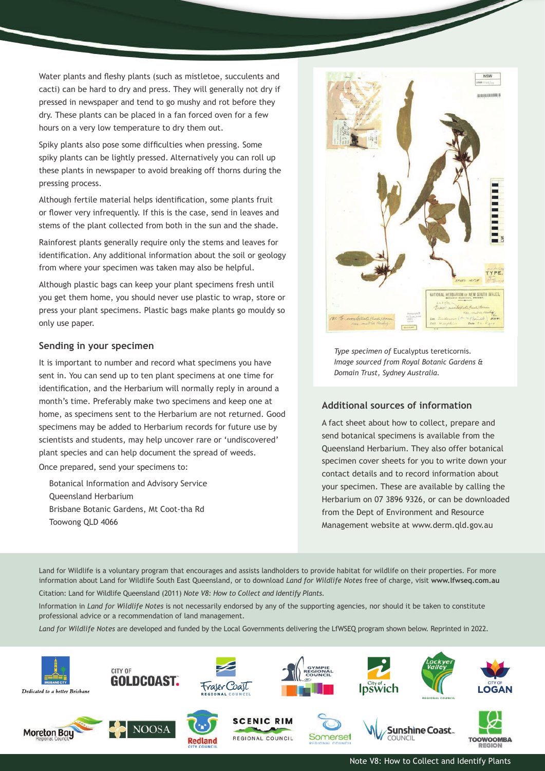Water plants and fleshy plants (such as mistletoe, succulents and cacti) can be hard to dry and press. They will generally not dry if pressed in newspaper and tend to go mushy and rot before they dry. These plants can be placed in a fan forced oven for a few hours on a very low temperature to dry them out.

Spiky plants also pose some difficulties when pressing. Some spiky plants can be lightly pressed. Alternatively you can roll up these plants in newspaper to avoid breaking off thorns during the pressing process.

Although fertile material helps identification, some plants fruit or flower very infrequently. If this is the case, send in leaves and stems of the plant collected from both in the sun and the shade.

Rainforest plants generally require only the stems and leaves for identification. Any additional information about the soil or geology from where your specimen was taken may also be helpful.

Although plastic bags can keep your plant specimens fresh until you get them home, you should never use plastic to wrap, store or press your plant specimens. Plastic bags make plants go mouldy so only use paper.

### Sending in your specimen

It is important to number and record what specimens you have sent in. You can send up to ten plant specimens at one time for identification, and the Herbarium will normally reply in around a month's time. Preferably make two specimens and keep one at home, as specimens sent to the Herbarium are not returned. Good specimens may be added to Herbarium records for future use by scientists and students, may help uncover rare or 'undiscovered' plant species and can help document the spread of weeds.

Once prepared, send your specimens to:

Botanical Information and Advisory Service
Queensland Herbarium
Brisbane Botanic Gardens, Mt Coot-tha Rd
Toowong QLD 4066

*Type specimen of* Eucalyptus tereticornis. *Image sourced from Royal Botanic Gardens & Domain Trust, Sydney Australia.*

### Additional sources of information

A fact sheet about how to collect, prepare and send botanical specimens is available from the Queensland Herbarium. They also offer botanical specimen cover sheets for you to write down your contact details and to record information about your specimen. These are available by calling the Herbarium on 07 3896 9326, or can be downloaded from the Dept of Environment and Resource Management website at www.derm.qld.gov.au

Land for Wildlife is a voluntary program that encourages and assists landholders to provide habitat for wildlife on their properties. For more information about Land for Wildlife South East Queensland, or to download *Land for Wildlife Notes* free of charge, visit **www.lfwseq.com.au**

Citation: Land for Wildlife Queensland (2011) *Note V8: How to Collect and Identify Plants.*

Information in *Land for Wildlife Notes* is not necessarily endorsed by any of the supporting agencies, nor should it be taken to constitute professional advice or a recommendation of land management.

*Land for Wildlife Notes* are developed and funded by the Local Governments delivering the LfWSEQ program shown below. Reprinted in 2022.